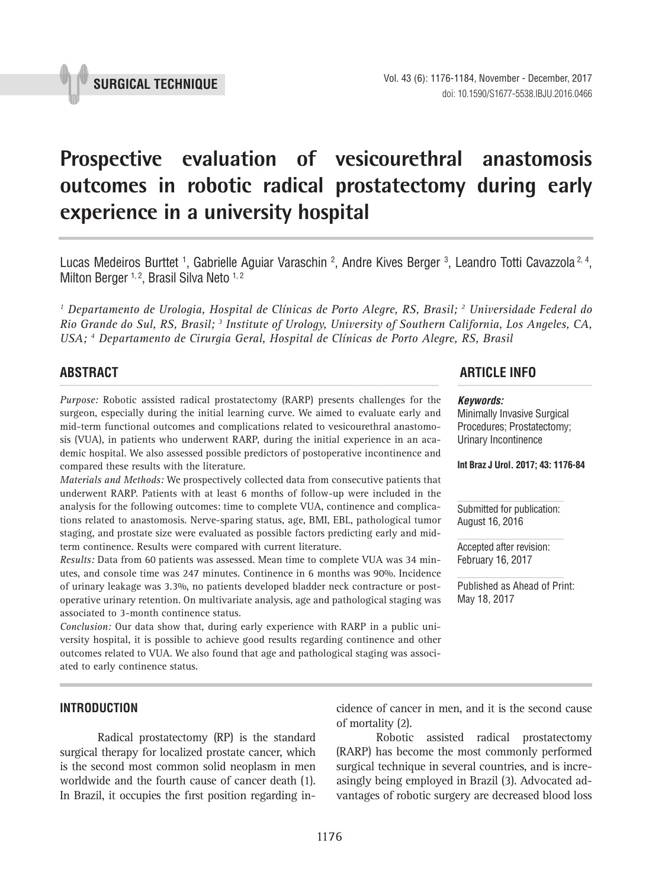SURGICAL TECHNIQUE

# Prospective evaluation of vesicourethral anastomosis outcomes in robotic radical prostatectomy during early experience in a university hospital

Lucas Medeiros Burttet [1], Gabrielle Aguiar Varaschin [2], Andre Kives Berger [3], Leandro Totti Cavazzola [2, 4], Milton Berger [1, 2], Brasil Silva Neto [1, 2]

*[1] Departamento de Urologia, Hospital de Clínicas de Porto Alegre, RS, Brasil; [2] Universidade Federal do Rio Grande do Sul, RS, Brasil; [3] Institute of Urology, University of Southern California, Los Angeles, CA, USA; [4] Departamento de Cirurgia Geral, Hospital de Clínicas de Porto Alegre, RS, Brasil*

## ABSTRACT

*Purpose:* Robotic assisted radical prostatectomy (RARP) presents challenges for the surgeon, especially during the initial learning curve. We aimed to evaluate early and mid-term functional outcomes and complications related to vesicourethral anastomosis (VUA), in patients who underwent RARP, during the initial experience in an academic hospital. We also assessed possible predictors of postoperative incontinence and compared these results with the literature.

*Materials and Methods:* We prospectively collected data from consecutive patients that underwent RARP. Patients with at least 6 months of follow-up were included in the analysis for the following outcomes: time to complete VUA, continence and complications related to anastomosis. Nerve-sparing status, age, BMI, EBL, pathological tumor staging, and prostate size were evaluated as possible factors predicting early and mid-term continence. Results were compared with current literature.

*Results:* Data from 60 patients was assessed. Mean time to complete VUA was 34 minutes, and console time was 247 minutes. Continence in 6 months was 90%. Incidence of urinary leakage was 3.3%, no patients developed bladder neck contracture or postoperative urinary retention. On multivariate analysis, age and pathological staging was associated to 3-month continence status.

*Conclusion:* Our data show that, during early experience with RARP in a public university hospital, it is possible to achieve good results regarding continence and other outcomes related to VUA. We also found that age and pathological staging was associated to early continence status.

## ARTICLE INFO

***Keywords:***
Minimally Invasive Surgical Procedures; Prostatectomy; Urinary Incontinence

**Int Braz J Urol. 2017; 43: 1176-84**

Submitted for publication:
August 16, 2016

Accepted after revision:
February 16, 2017

Published as Ahead of Print:
May 18, 2017

## INTRODUCTION

Radical prostatectomy (RP) is the standard surgical therapy for localized prostate cancer, which is the second most common solid neoplasm in men worldwide and the fourth cause of cancer death (1). In Brazil, it occupies the first position regarding incidence of cancer in men, and it is the second cause of mortality (2).

Robotic assisted radical prostatectomy (RARP) has become the most commonly performed surgical technique in several countries, and is increasingly being employed in Brazil (3). Advocated advantages of robotic surgery are decreased blood loss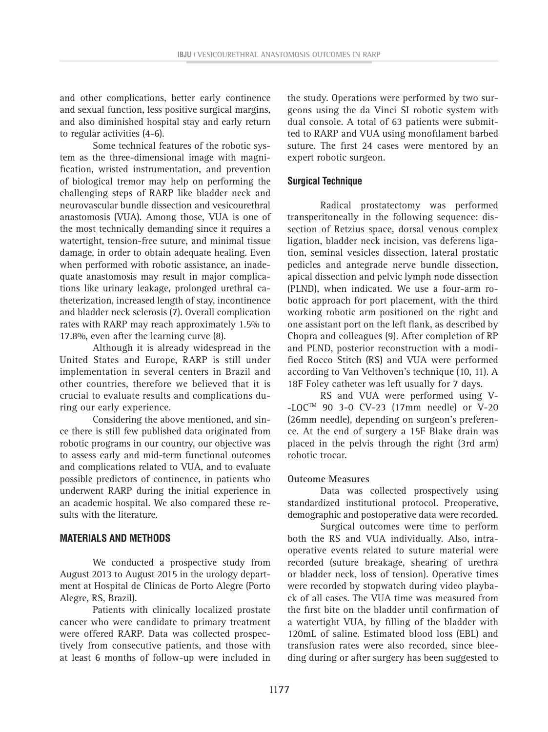and other complications, better early continence and sexual function, less positive surgical margins, and also diminished hospital stay and early return to regular activities (4-6).

Some technical features of the robotic system as the three-dimensional image with magnification, wristed instrumentation, and prevention of biological tremor may help on performing the challenging steps of RARP like bladder neck and neurovascular bundle dissection and vesicourethral anastomosis (VUA). Among those, VUA is one of the most technically demanding since it requires a watertight, tension-free suture, and minimal tissue damage, in order to obtain adequate healing. Even when performed with robotic assistance, an inadequate anastomosis may result in major complications like urinary leakage, prolonged urethral catheterization, increased length of stay, incontinence and bladder neck sclerosis (7). Overall complication rates with RARP may reach approximately 1.5% to 17.8%, even after the learning curve (8).

Although it is already widespread in the United States and Europe, RARP is still under implementation in several centers in Brazil and other countries, therefore we believed that it is crucial to evaluate results and complications during our early experience.

Considering the above mentioned, and since there is still few published data originated from robotic programs in our country, our objective was to assess early and mid-term functional outcomes and complications related to VUA, and to evaluate possible predictors of continence, in patients who underwent RARP during the initial experience in an academic hospital. We also compared these results with the literature.

## MATERIALS AND METHODS

We conducted a prospective study from August 2013 to August 2015 in the urology department at Hospital de Clínicas de Porto Alegre (Porto Alegre, RS, Brazil).

Patients with clinically localized prostate cancer who were candidate to primary treatment were offered RARP. Data was collected prospectively from consecutive patients, and those with at least 6 months of follow-up were included in the study. Operations were performed by two surgeons using the da Vinci SI robotic system with dual console. A total of 63 patients were submitted to RARP and VUA using monofilament barbed suture. The first 24 cases were mentored by an expert robotic surgeon.

### Surgical Technique

Radical prostatectomy was performed transperitoneally in the following sequence: dissection of Retzius space, dorsal venous complex ligation, bladder neck incision, vas deferens ligation, seminal vesicles dissection, lateral prostatic pedicles and antegrade nerve bundle dissection, apical dissection and pelvic lymph node dissection (PLND), when indicated. We use a four-arm robotic approach for port placement, with the third working robotic arm positioned on the right and one assistant port on the left flank, as described by Chopra and colleagues (9). After completion of RP and PLND, posterior reconstruction with a modified Rocco Stitch (RS) and VUA were performed according to Van Velthoven's technique (10, 11). A 18F Foley catheter was left usually for 7 days.

RS and VUA were performed using V-LOC™ 90 3-0 CV-23 (17mm needle) or V-20 (26mm needle), depending on surgeon's preference. At the end of surgery a 15F Blake drain was placed in the pelvis through the right (3rd arm) robotic trocar.

### Outcome Measures

Data was collected prospectively using standardized institutional protocol. Preoperative, demographic and postoperative data were recorded.

Surgical outcomes were time to perform both the RS and VUA individually. Also, intraoperative events related to suture material were recorded (suture breakage, shearing of urethra or bladder neck, loss of tension). Operative times were recorded by stopwatch during video playback of all cases. The VUA time was measured from the first bite on the bladder until confirmation of a watertight VUA, by filling of the bladder with 120mL of saline. Estimated blood loss (EBL) and transfusion rates were also recorded, since bleeding during or after surgery has been suggested to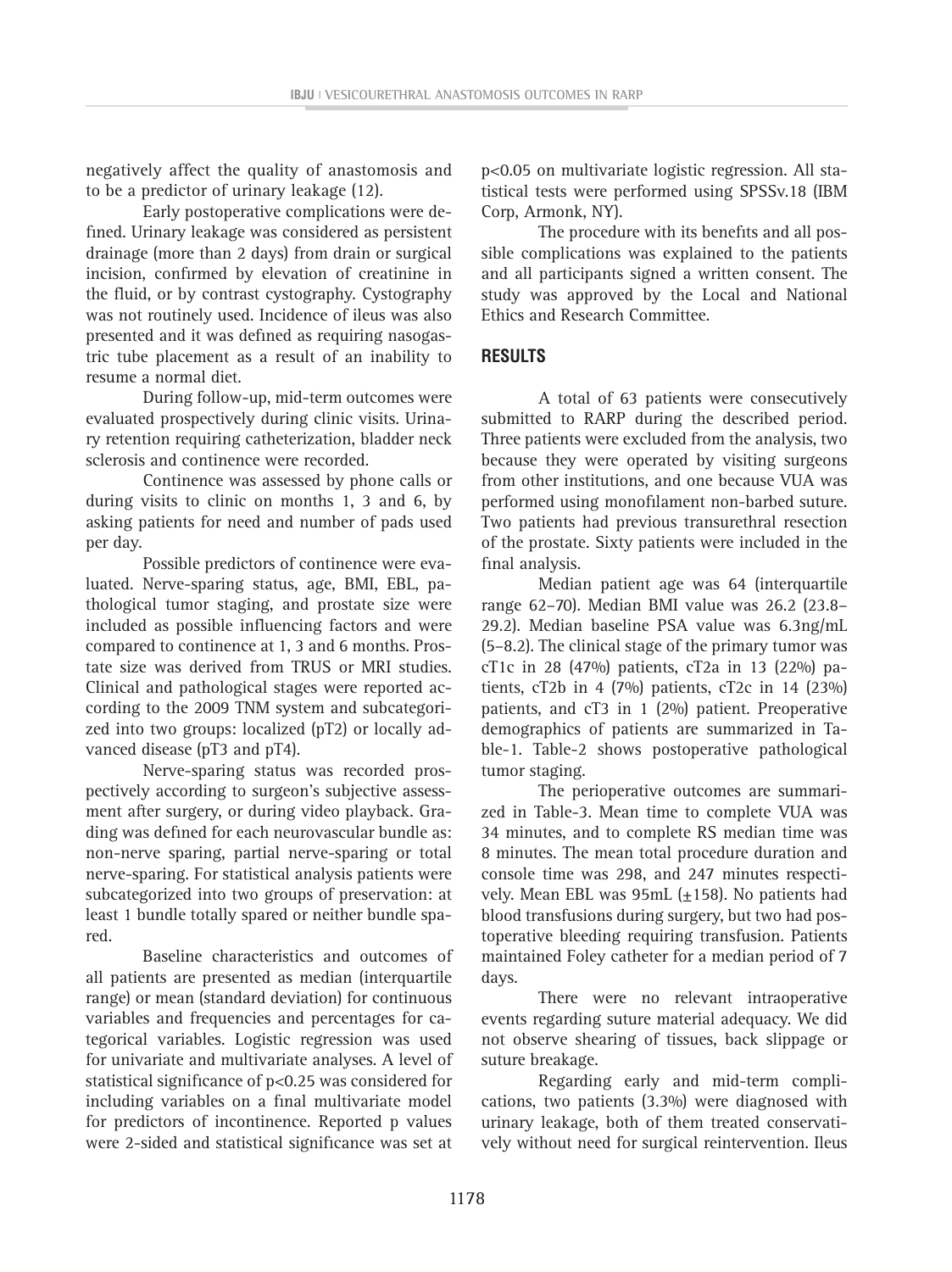negatively affect the quality of anastomosis and to be a predictor of urinary leakage (12).

Early postoperative complications were defined. Urinary leakage was considered as persistent drainage (more than 2 days) from drain or surgical incision, confirmed by elevation of creatinine in the fluid, or by contrast cystography. Cystography was not routinely used. Incidence of ileus was also presented and it was defined as requiring nasogastric tube placement as a result of an inability to resume a normal diet.

During follow-up, mid-term outcomes were evaluated prospectively during clinic visits. Urinary retention requiring catheterization, bladder neck sclerosis and continence were recorded.

Continence was assessed by phone calls or during visits to clinic on months 1, 3 and 6, by asking patients for need and number of pads used per day.

Possible predictors of continence were evaluated. Nerve-sparing status, age, BMI, EBL, pathological tumor staging, and prostate size were included as possible influencing factors and were compared to continence at 1, 3 and 6 months. Prostate size was derived from TRUS or MRI studies. Clinical and pathological stages were reported according to the 2009 TNM system and subcategorized into two groups: localized (pT2) or locally advanced disease (pT3 and pT4).

Nerve-sparing status was recorded prospectively according to surgeon's subjective assessment after surgery, or during video playback. Grading was defined for each neurovascular bundle as: non-nerve sparing, partial nerve-sparing or total nerve-sparing. For statistical analysis patients were subcategorized into two groups of preservation: at least 1 bundle totally spared or neither bundle spared.

Baseline characteristics and outcomes of all patients are presented as median (interquartile range) or mean (standard deviation) for continuous variables and frequencies and percentages for categorical variables. Logistic regression was used for univariate and multivariate analyses. A level of statistical significance of $p<0.25$ was considered for including variables on a final multivariate model for predictors of incontinence. Reported p values were 2-sided and statistical significance was set at $p<0.05$ on multivariate logistic regression. All statistical tests were performed using SPSSv.18 (IBM Corp, Armonk, NY).

The procedure with its benefits and all possible complications was explained to the patients and all participants signed a written consent. The study was approved by the Local and National Ethics and Research Committee.

## RESULTS

A total of 63 patients were consecutively submitted to RARP during the described period. Three patients were excluded from the analysis, two because they were operated by visiting surgeons from other institutions, and one because VUA was performed using monofilament non-barbed suture. Two patients had previous transurethral resection of the prostate. Sixty patients were included in the final analysis.

Median patient age was 64 (interquartile range 62–70). Median BMI value was 26.2 (23.8–29.2). Median baseline PSA value was 6.3ng/mL (5–8.2). The clinical stage of the primary tumor was cT1c in 28 (47%) patients, cT2a in 13 (22%) patients, cT2b in 4 (7%) patients, cT2c in 14 (23%) patients, and cT3 in 1 (2%) patient. Preoperative demographics of patients are summarized in Table-1. Table-2 shows postoperative pathological tumor staging.

The perioperative outcomes are summarized in Table-3. Mean time to complete VUA was 34 minutes, and to complete RS median time was 8 minutes. The mean total procedure duration and console time was 298, and 247 minutes respectively. Mean EBL was 95mL (±158). No patients had blood transfusions during surgery, but two had postoperative bleeding requiring transfusion. Patients maintained Foley catheter for a median period of 7 days.

There were no relevant intraoperative events regarding suture material adequacy. We did not observe shearing of tissues, back slippage or suture breakage.

Regarding early and mid-term complications, two patients (3.3%) were diagnosed with urinary leakage, both of them treated conservatively without need for surgical reintervention. Ileus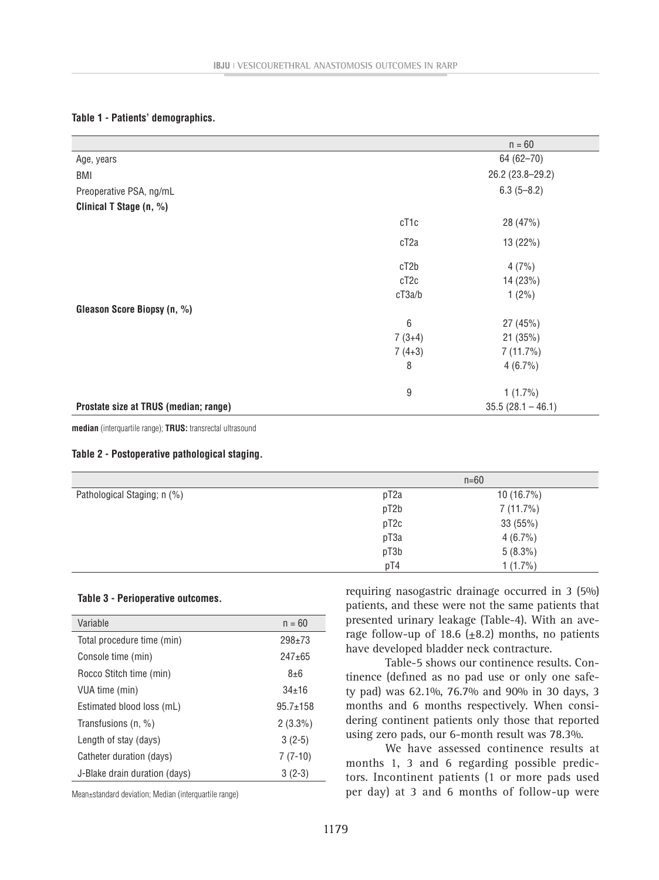**Table 1 - Patients' demographics.**

| | | n = 60 |
|---|---|---|
| Age, years | | 64 (62–70) |
| BMI | | 26.2 (23.8–29.2) |
| Preoperative PSA, ng/mL | | 6.3 (5–8.2) |
| **Clinical T Stage (n, %)** | | |
| | cT1c | 28 (47%) |
| | cT2a | 13 (22%) |
| | cT2b | 4 (7%) |
| | cT2c | 14 (23%) |
| | cT3a/b | 1 (2%) |
| **Gleason Score Biopsy (n, %)** | | |
| | 6 | 27 (45%) |
| | 7 (3+4) | 21 (35%) |
| | 7 (4+3) | 7 (11.7%) |
| | 8 | 4 (6.7%) |
| | 9 | 1 (1.7%) |
| **Prostate size at TRUS (median; range)** | | 35.5 (28.1 – 46.1) |

**median** (interquartile range); **TRUS:** transrectal ultrasound

**Table 2 - Postoperative pathological staging.**

| | | n=60 |
|---|---|---|
| Pathological Staging; n (%) | pT2a | 10 (16.7%) |
| | pT2b | 7 (11.7%) |
| | pT2c | 33 (55%) |
| | pT3a | 4 (6.7%) |
| | pT3b | 5 (8.3%) |
| | pT4 | 1 (1.7%) |

**Table 3 - Perioperative outcomes.**

| Variable | n = 60 |
|---|---|
| Total procedure time (min) | 298±73 |
| Console time (min) | 247±65 |
| Rocco Stitch time (min) | 8±6 |
| VUA time (min) | 34±16 |
| Estimated blood loss (mL) | 95.7±158 |
| Transfusions (n, %) | 2 (3.3%) |
| Length of stay (days) | 3 (2-5) |
| Catheter duration (days) | 7 (7-10) |
| J-Blake drain duration (days) | 3 (2-3) |

Mean±standard deviation; Median (interquartile range)

requiring nasogastric drainage occurred in 3 (5%) patients, and these were not the same patients that presented urinary leakage (Table-4). With an average follow-up of 18.6 (±8.2) months, no patients have developed bladder neck contracture.

Table-5 shows our continence results. Continence (defined as no pad use or only one safety pad) was 62.1%, 76.7% and 90% in 30 days, 3 months and 6 months respectively. When considering continent patients only those that reported using zero pads, our 6-month result was 78.3%.

We have assessed continence results at months 1, 3 and 6 regarding possible predictors. Incontinent patients (1 or more pads used per day) at 3 and 6 months of follow-up were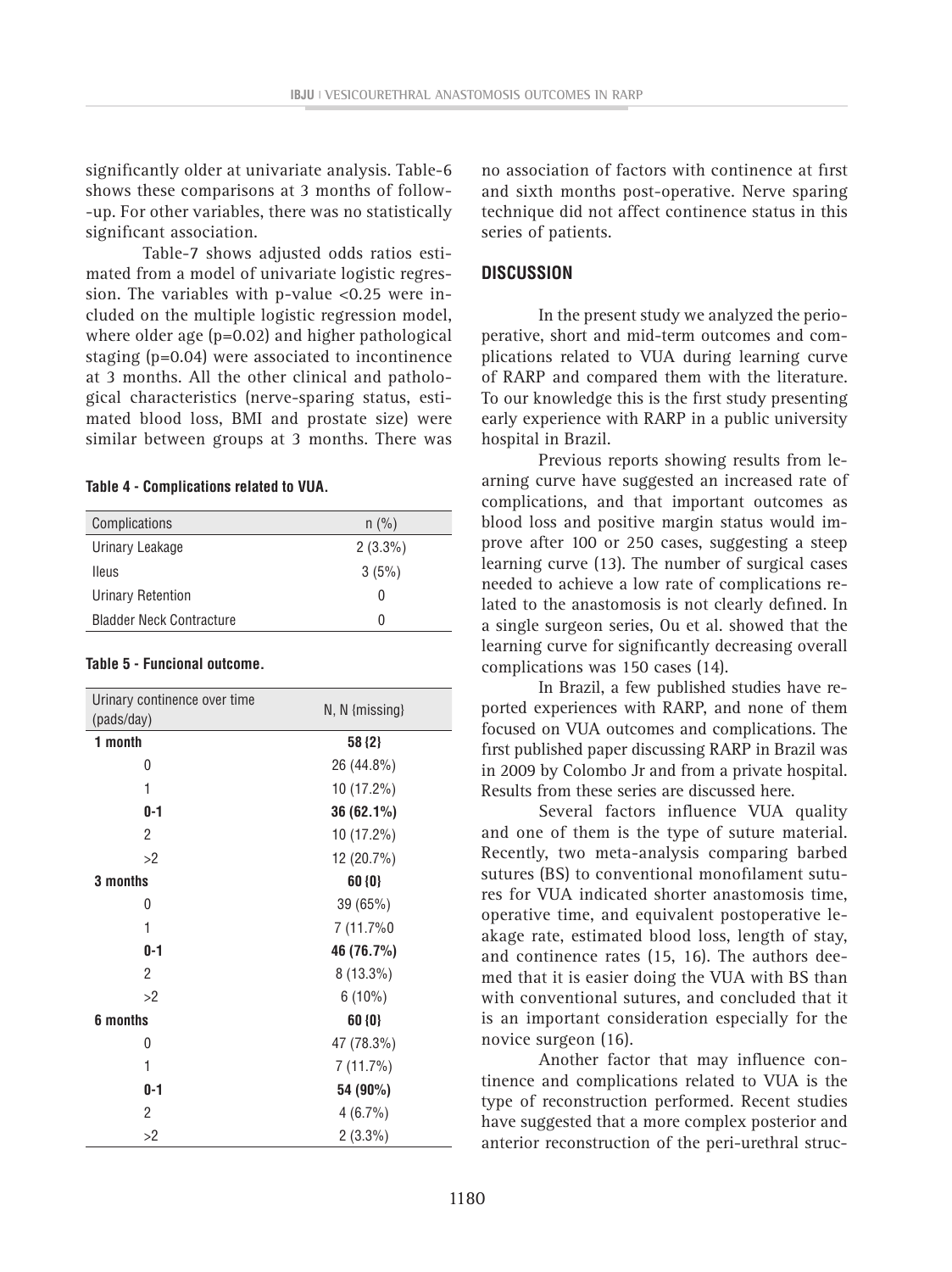significantly older at univariate analysis. Table-6 shows these comparisons at 3 months of follow-up. For other variables, there was no statistically significant association.

Table-7 shows adjusted odds ratios estimated from a model of univariate logistic regression. The variables with p-value <0.25 were included on the multiple logistic regression model, where older age (p=0.02) and higher pathological staging (p=0.04) were associated to incontinence at 3 months. All the other clinical and pathological characteristics (nerve-sparing status, estimated blood loss, BMI and prostate size) were similar between groups at 3 months. There was no association of factors with continence at first and sixth months post-operative. Nerve sparing technique did not affect continence status in this series of patients.

**Table 4 - Complications related to VUA.**

| Complications | n (%) |
|---|---|
| Urinary Leakage | 2 (3.3%) |
| Ileus | 3 (5%) |
| Urinary Retention | 0 |
| Bladder Neck Contracture | 0 |

**Table 5 - Funcional outcome.**

| Urinary continence over time (pads/day) | N, N {missing} |
|---|---|
| **1 month** | **58 {2}** |
| 0 | 26 (44.8%) |
| 1 | 10 (17.2%) |
| **0-1** | **36 (62.1%)** |
| 2 | 10 (17.2%) |
| >2 | 12 (20.7%) |
| **3 months** | **60 {0}** |
| 0 | 39 (65%) |
| 1 | 7 (11.7%0 |
| **0-1** | **46 (76.7%)** |
| 2 | 8 (13.3%) |
| >2 | 6 (10%) |
| **6 months** | **60 {0}** |
| 0 | 47 (78.3%) |
| 1 | 7 (11.7%) |
| **0-1** | **54 (90%)** |
| 2 | 4 (6.7%) |
| >2 | 2 (3.3%) |

## DISCUSSION

In the present study we analyzed the perioperative, short and mid-term outcomes and complications related to VUA during learning curve of RARP and compared them with the literature. To our knowledge this is the first study presenting early experience with RARP in a public university hospital in Brazil.

Previous reports showing results from learning curve have suggested an increased rate of complications, and that important outcomes as blood loss and positive margin status would improve after 100 or 250 cases, suggesting a steep learning curve (13). The number of surgical cases needed to achieve a low rate of complications related to the anastomosis is not clearly defined. In a single surgeon series, Ou et al. showed that the learning curve for significantly decreasing overall complications was 150 cases (14).

In Brazil, a few published studies have reported experiences with RARP, and none of them focused on VUA outcomes and complications. The first published paper discussing RARP in Brazil was in 2009 by Colombo Jr and from a private hospital. Results from these series are discussed here.

Several factors influence VUA quality and one of them is the type of suture material. Recently, two meta-analysis comparing barbed sutures (BS) to conventional monofilament sutures for VUA indicated shorter anastomosis time, operative time, and equivalent postoperative leakage rate, estimated blood loss, length of stay, and continence rates (15, 16). The authors deemed that it is easier doing the VUA with BS than with conventional sutures, and concluded that it is an important consideration especially for the novice surgeon (16).

Another factor that may influence continence and complications related to VUA is the type of reconstruction performed. Recent studies have suggested that a more complex posterior and anterior reconstruction of the peri-urethral struc-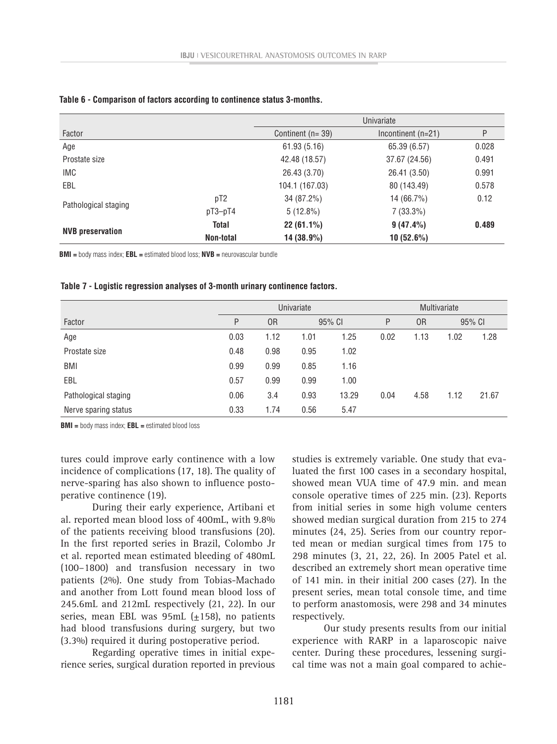**Table 6 - Comparison of factors according to continence status 3-months.**

| | | Univariate | | |
|---|---|---|---|---|
| Factor | | Continent (n= 39) | Incontinent (n=21) | P |
| Age | | 61.93 (5.16) | 65.39 (6.57) | 0.028 |
| Prostate size | | 42.48 (18.57) | 37.67 (24.56) | 0.491 |
| IMC | | 26.43 (3.70) | 26.41 (3.50) | 0.991 |
| EBL | | 104.1 (167.03) | 80 (143.49) | 0.578 |
| Pathological staging | pT2 | 34 (87.2%) | 14 (66.7%) | 0.12 |
| | pT3–pT4 | 5 (12.8%) | 7 (33.3%) | |
| **NVB preservation** | **Total** | **22 (61.1%)** | **9 (47.4%)** | **0.489** |
| | **Non-total** | **14 (38.9%)** | **10 (52.6%)** | |

**BMI =** body mass index; **EBL =** estimated blood loss; **NVB =** neurovascular bundle

**Table 7 - Logistic regression analyses of 3-month urinary continence factors.**

| | Univariate | | | | Multivariate | | | |
|---|---|---|---|---|---|---|---|---|
| Factor | P | OR | 95% CI | | P | OR | 95% CI | |
| Age | 0.03 | 1.12 | 1.01 | 1.25 | 0.02 | 1.13 | 1.02 | 1.28 |
| Prostate size | 0.48 | 0.98 | 0.95 | 1.02 | | | | |
| BMI | 0.99 | 0.99 | 0.85 | 1.16 | | | | |
| EBL | 0.57 | 0.99 | 0.99 | 1.00 | | | | |
| Pathological staging | 0.06 | 3.4 | 0.93 | 13.29 | 0.04 | 4.58 | 1.12 | 21.67 |
| Nerve sparing status | 0.33 | 1.74 | 0.56 | 5.47 | | | | |

**BMI =** body mass index; **EBL =** estimated blood loss

tures could improve early continence with a low incidence of complications (17, 18). The quality of nerve-sparing has also shown to influence postoperative continence (19).

During their early experience, Artibani et al. reported mean blood loss of 400mL, with 9.8% of the patients receiving blood transfusions (20). In the first reported series in Brazil, Colombo Jr et al. reported mean estimated bleeding of 480mL (100–1800) and transfusion necessary in two patients (2%). One study from Tobias-Machado and another from Lott found mean blood loss of 245.6mL and 212mL respectively (21, 22). In our series, mean EBL was 95mL (±158), no patients had blood transfusions during surgery, but two (3.3%) required it during postoperative period.

Regarding operative times in initial experience series, surgical duration reported in previous studies is extremely variable. One study that evaluated the first 100 cases in a secondary hospital, showed mean VUA time of 47.9 min. and mean console operative times of 225 min. (23). Reports from initial series in some high volume centers showed median surgical duration from 215 to 274 minutes (24, 25). Series from our country reported mean or median surgical times from 175 to 298 minutes (3, 21, 22, 26). In 2005 Patel et al. described an extremely short mean operative time of 141 min. in their initial 200 cases (27). In the present series, mean total console time, and time to perform anastomosis, were 298 and 34 minutes respectively.

Our study presents results from our initial experience with RARP in a laparoscopic naive center. During these procedures, lessening surgical time was not a main goal compared to achie-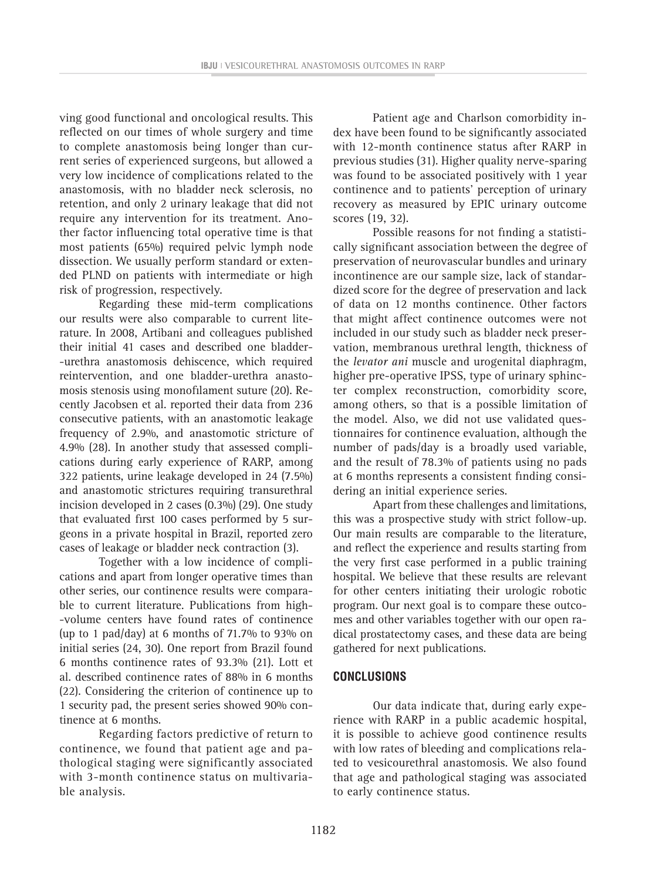ving good functional and oncological results. This reflected on our times of whole surgery and time to complete anastomosis being longer than current series of experienced surgeons, but allowed a very low incidence of complications related to the anastomosis, with no bladder neck sclerosis, no retention, and only 2 urinary leakage that did not require any intervention for its treatment. Another factor influencing total operative time is that most patients (65%) required pelvic lymph node dissection. We usually perform standard or extended PLND on patients with intermediate or high risk of progression, respectively.

Regarding these mid-term complications our results were also comparable to current literature. In 2008, Artibani and colleagues published their initial 41 cases and described one bladder-urethra anastomosis dehiscence, which required reintervention, and one bladder-urethra anastomosis stenosis using monofilament suture (20). Recently Jacobsen et al. reported their data from 236 consecutive patients, with an anastomotic leakage frequency of 2.9%, and anastomotic stricture of 4.9% (28). In another study that assessed complications during early experience of RARP, among 322 patients, urine leakage developed in 24 (7.5%) and anastomotic strictures requiring transurethral incision developed in 2 cases (0.3%) (29). One study that evaluated first 100 cases performed by 5 surgeons in a private hospital in Brazil, reported zero cases of leakage or bladder neck contraction (3).

Together with a low incidence of complications and apart from longer operative times than other series, our continence results were comparable to current literature. Publications from high-volume centers have found rates of continence (up to 1 pad/day) at 6 months of 71.7% to 93% on initial series (24, 30). One report from Brazil found 6 months continence rates of 93.3% (21). Lott et al. described continence rates of 88% in 6 months (22). Considering the criterion of continence up to 1 security pad, the present series showed 90% continence at 6 months.

Regarding factors predictive of return to continence, we found that patient age and pathological staging were significantly associated with 3-month continence status on multivariable analysis.

Patient age and Charlson comorbidity index have been found to be significantly associated with 12-month continence status after RARP in previous studies (31). Higher quality nerve-sparing was found to be associated positively with 1 year continence and to patients' perception of urinary recovery as measured by EPIC urinary outcome scores (19, 32).

Possible reasons for not finding a statistically significant association between the degree of preservation of neurovascular bundles and urinary incontinence are our sample size, lack of standardized score for the degree of preservation and lack of data on 12 months continence. Other factors that might affect continence outcomes were not included in our study such as bladder neck preservation, membranous urethral length, thickness of the *levator ani* muscle and urogenital diaphragm, higher pre-operative IPSS, type of urinary sphincter complex reconstruction, comorbidity score, among others, so that is a possible limitation of the model. Also, we did not use validated questionnaires for continence evaluation, although the number of pads/day is a broadly used variable, and the result of 78.3% of patients using no pads at 6 months represents a consistent finding considering an initial experience series.

Apart from these challenges and limitations, this was a prospective study with strict follow-up. Our main results are comparable to the literature, and reflect the experience and results starting from the very first case performed in a public training hospital. We believe that these results are relevant for other centers initiating their urologic robotic program. Our next goal is to compare these outcomes and other variables together with our open radical prostatectomy cases, and these data are being gathered for next publications.

## CONCLUSIONS

Our data indicate that, during early experience with RARP in a public academic hospital, it is possible to achieve good continence results with low rates of bleeding and complications related to vesicourethral anastomosis. We also found that age and pathological staging was associated to early continence status.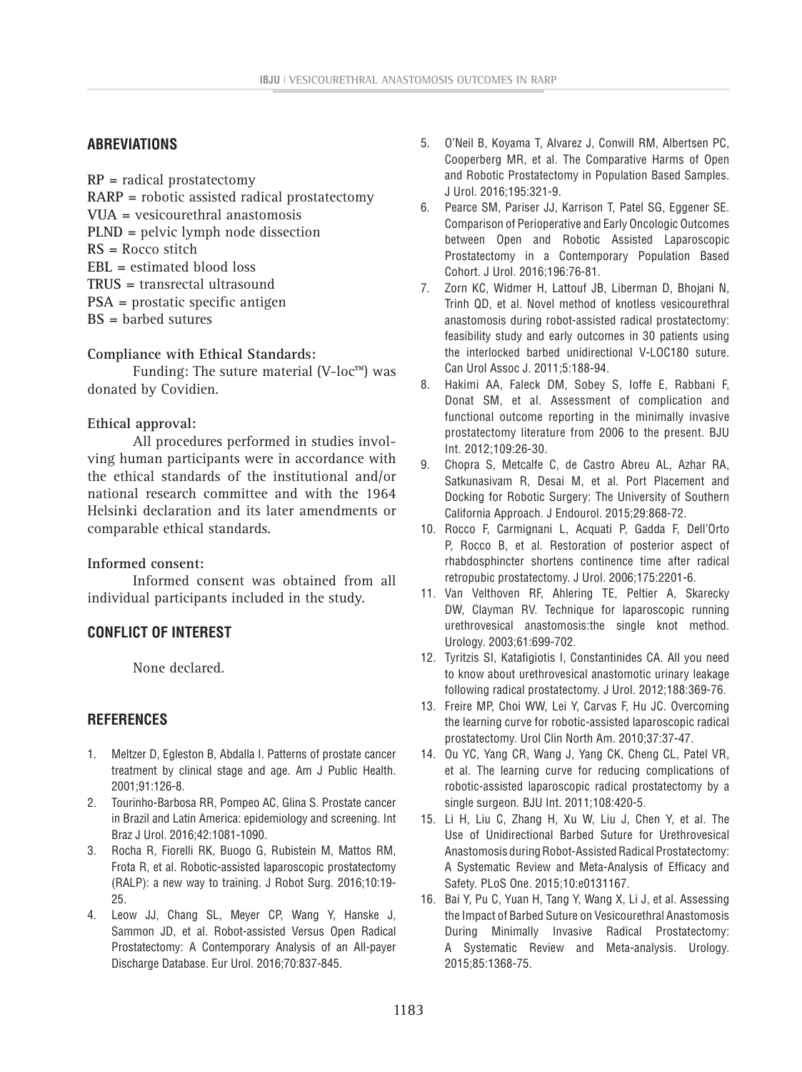## ABREVIATIONS

RP = radical prostatectomy
RARP = robotic assisted radical prostatectomy
VUA = vesicourethral anastomosis
PLND = pelvic lymph node dissection
RS = Rocco stitch
EBL = estimated blood loss
TRUS = transrectal ultrasound
PSA = prostatic specific antigen
BS = barbed sutures

**Compliance with Ethical Standards:**

Funding: The suture material (V-loc™) was donated by Covidien.

**Ethical approval:**

All procedures performed in studies involving human participants were in accordance with the ethical standards of the institutional and/or national research committee and with the 1964 Helsinki declaration and its later amendments or comparable ethical standards.

**Informed consent:**

Informed consent was obtained from all individual participants included in the study.

## CONFLICT OF INTEREST

None declared.

## REFERENCES

1. Meltzer D, Egleston B, Abdalla I. Patterns of prostate cancer treatment by clinical stage and age. Am J Public Health. 2001;91:126-8.
2. Tourinho-Barbosa RR, Pompeo AC, Glina S. Prostate cancer in Brazil and Latin America: epidemiology and screening. Int Braz J Urol. 2016;42:1081-1090.
3. Rocha R, Fiorelli RK, Buogo G, Rubistein M, Mattos RM, Frota R, et al. Robotic-assisted laparoscopic prostatectomy (RALP): a new way to training. J Robot Surg. 2016;10:19-25.
4. Leow JJ, Chang SL, Meyer CP, Wang Y, Hanske J, Sammon JD, et al. Robot-assisted Versus Open Radical Prostatectomy: A Contemporary Analysis of an All-payer Discharge Database. Eur Urol. 2016;70:837-845.
5. O'Neil B, Koyama T, Alvarez J, Conwill RM, Albertsen PC, Cooperberg MR, et al. The Comparative Harms of Open and Robotic Prostatectomy in Population Based Samples. J Urol. 2016;195:321-9.
6. Pearce SM, Pariser JJ, Karrison T, Patel SG, Eggener SE. Comparison of Perioperative and Early Oncologic Outcomes between Open and Robotic Assisted Laparoscopic Prostatectomy in a Contemporary Population Based Cohort. J Urol. 2016;196:76-81.
7. Zorn KC, Widmer H, Lattouf JB, Liberman D, Bhojani N, Trinh QD, et al. Novel method of knotless vesicourethral anastomosis during robot-assisted radical prostatectomy: feasibility study and early outcomes in 30 patients using the interlocked barbed unidirectional V-LOC180 suture. Can Urol Assoc J. 2011;5:188-94.
8. Hakimi AA, Faleck DM, Sobey S, Ioffe E, Rabbani F, Donat SM, et al. Assessment of complication and functional outcome reporting in the minimally invasive prostatectomy literature from 2006 to the present. BJU Int. 2012;109:26-30.
9. Chopra S, Metcalfe C, de Castro Abreu AL, Azhar RA, Satkunasivam R, Desai M, et al. Port Placement and Docking for Robotic Surgery: The University of Southern California Approach. J Endourol. 2015;29:868-72.
10. Rocco F, Carmignani L, Acquati P, Gadda F, Dell'Orto P, Rocco B, et al. Restoration of posterior aspect of rhabdosphincter shortens continence time after radical retropubic prostatectomy. J Urol. 2006;175:2201-6.
11. Van Velthoven RF, Ahlering TE, Peltier A, Skarecky DW, Clayman RV. Technique for laparoscopic running urethrovesical anastomosis:the single knot method. Urology. 2003;61:699-702.
12. Tyritzis SI, Katafigiotis I, Constantinides CA. All you need to know about urethrovesical anastomotic urinary leakage following radical prostatectomy. J Urol. 2012;188:369-76.
13. Freire MP, Choi WW, Lei Y, Carvas F, Hu JC. Overcoming the learning curve for robotic-assisted laparoscopic radical prostatectomy. Urol Clin North Am. 2010;37:37-47.
14. Ou YC, Yang CR, Wang J, Yang CK, Cheng CL, Patel VR, et al. The learning curve for reducing complications of robotic-assisted laparoscopic radical prostatectomy by a single surgeon. BJU Int. 2011;108:420-5.
15. Li H, Liu C, Zhang H, Xu W, Liu J, Chen Y, et al. The Use of Unidirectional Barbed Suture for Urethrovesical Anastomosis during Robot-Assisted Radical Prostatectomy: A Systematic Review and Meta-Analysis of Efficacy and Safety. PLoS One. 2015;10:e0131167.
16. Bai Y, Pu C, Yuan H, Tang Y, Wang X, Li J, et al. Assessing the Impact of Barbed Suture on Vesicourethral Anastomosis During Minimally Invasive Radical Prostatectomy: A Systematic Review and Meta-analysis. Urology. 2015;85:1368-75.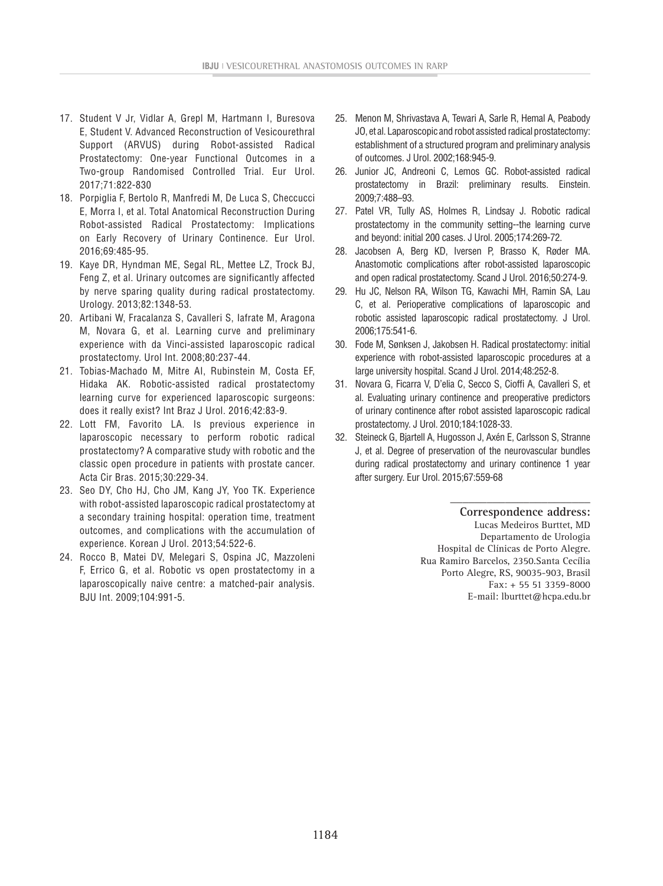17. Student V Jr, Vidlar A, Grepl M, Hartmann I, Buresova E, Student V. Advanced Reconstruction of Vesicourethral Support (ARVUS) during Robot-assisted Radical Prostatectomy: One-year Functional Outcomes in a Two-group Randomised Controlled Trial. Eur Urol. 2017;71:822-830
18. Porpiglia F, Bertolo R, Manfredi M, De Luca S, Checcucci E, Morra I, et al. Total Anatomical Reconstruction During Robot-assisted Radical Prostatectomy: Implications on Early Recovery of Urinary Continence. Eur Urol. 2016;69:485-95.
19. Kaye DR, Hyndman ME, Segal RL, Mettee LZ, Trock BJ, Feng Z, et al. Urinary outcomes are significantly affected by nerve sparing quality during radical prostatectomy. Urology. 2013;82:1348-53.
20. Artibani W, Fracalanza S, Cavalleri S, Iafrate M, Aragona M, Novara G, et al. Learning curve and preliminary experience with da Vinci-assisted laparoscopic radical prostatectomy. Urol Int. 2008;80:237-44.
21. Tobias-Machado M, Mitre AI, Rubinstein M, Costa EF, Hidaka AK. Robotic-assisted radical prostatectomy learning curve for experienced laparoscopic surgeons: does it really exist? Int Braz J Urol. 2016;42:83-9.
22. Lott FM, Favorito LA. Is previous experience in laparoscopic necessary to perform robotic radical prostatectomy? A comparative study with robotic and the classic open procedure in patients with prostate cancer. Acta Cir Bras. 2015;30:229-34.
23. Seo DY, Cho HJ, Cho JM, Kang JY, Yoo TK. Experience with robot-assisted laparoscopic radical prostatectomy at a secondary training hospital: operation time, treatment outcomes, and complications with the accumulation of experience. Korean J Urol. 2013;54:522-6.
24. Rocco B, Matei DV, Melegari S, Ospina JC, Mazzoleni F, Errico G, et al. Robotic vs open prostatectomy in a laparoscopically naive centre: a matched-pair analysis. BJU Int. 2009;104:991-5.
25. Menon M, Shrivastava A, Tewari A, Sarle R, Hemal A, Peabody JO, et al. Laparoscopic and robot assisted radical prostatectomy: establishment of a structured program and preliminary analysis of outcomes. J Urol. 2002;168:945-9.
26. Junior JC, Andreoni C, Lemos GC. Robot-assisted radical prostatectomy in Brazil: preliminary results. Einstein. 2009;7:488–93.
27. Patel VR, Tully AS, Holmes R, Lindsay J. Robotic radical prostatectomy in the community setting--the learning curve and beyond: initial 200 cases. J Urol. 2005;174:269-72.
28. Jacobsen A, Berg KD, Iversen P, Brasso K, Røder MA. Anastomotic complications after robot-assisted laparoscopic and open radical prostatectomy. Scand J Urol. 2016;50:274-9.
29. Hu JC, Nelson RA, Wilson TG, Kawachi MH, Ramin SA, Lau C, et al. Perioperative complications of laparoscopic and robotic assisted laparoscopic radical prostatectomy. J Urol. 2006;175:541-6.
30. Fode M, Sønksen J, Jakobsen H. Radical prostatectomy: initial experience with robot-assisted laparoscopic procedures at a large university hospital. Scand J Urol. 2014;48:252-8.
31. Novara G, Ficarra V, D'elia C, Secco S, Cioffi A, Cavalleri S, et al. Evaluating urinary continence and preoperative predictors of urinary continence after robot assisted laparoscopic radical prostatectomy. J Urol. 2010;184:1028-33.
32. Steineck G, Bjartell A, Hugosson J, Axén E, Carlsson S, Stranne J, et al. Degree of preservation of the neurovascular bundles during radical prostatectomy and urinary continence 1 year after surgery. Eur Urol. 2015;67:559-68

**Correspondence address:**
Lucas Medeiros Burttet, MD
Departamento de Urologia
Hospital de Clínicas de Porto Alegre.
Rua Ramiro Barcelos, 2350.Santa Cecília
Porto Alegre, RS, 90035-903, Brasil
Fax: + 55 51 3359-8000
E-mail: lburttet@hcpa.edu.br